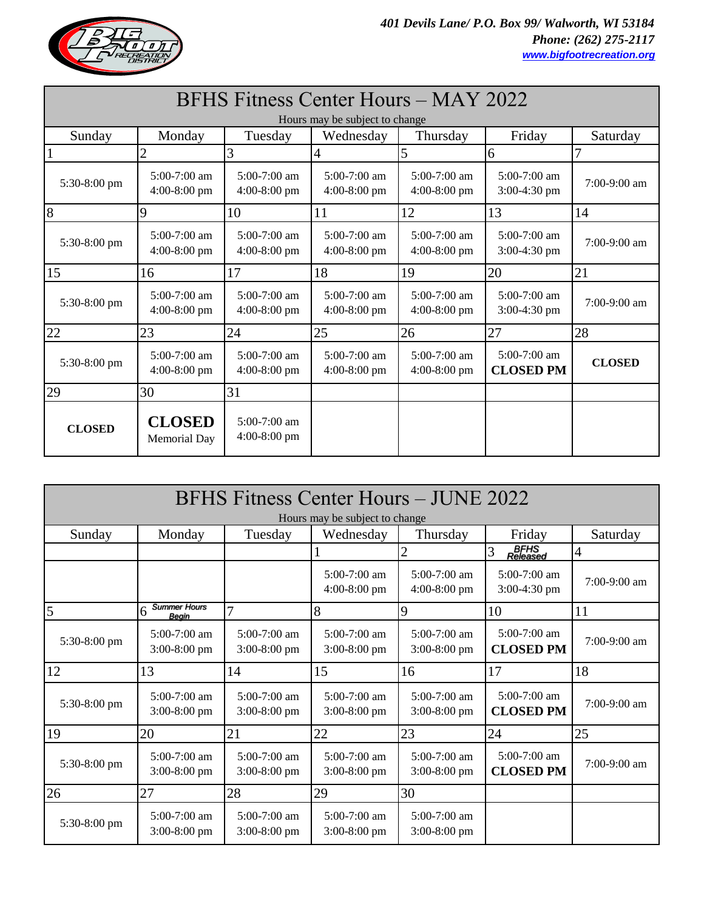401 Devils Lane/ P.O. Box 99/ Walworth, WI 53184
Phone: (262) 275-2117
www.bigfootrecreation.org

## BFHS Fitness Center Hours – MAY 2022

Hours may be subject to change

| Sunday | Monday | Tuesday | Wednesday | Thursday | Friday | Saturday |
|---|---|---|---|---|---|---|
| 1 | 2 | 3 | 4 | 5 | 6 | 7 |
| 5:30-8:00 pm | 5:00-7:00 am 4:00-8:00 pm | 5:00-7:00 am 4:00-8:00 pm | 5:00-7:00 am 4:00-8:00 pm | 5:00-7:00 am 4:00-8:00 pm | 5:00-7:00 am 3:00-4:30 pm | 7:00-9:00 am |
| 8 | 9 | 10 | 11 | 12 | 13 | 14 |
| 5:30-8:00 pm | 5:00-7:00 am 4:00-8:00 pm | 5:00-7:00 am 4:00-8:00 pm | 5:00-7:00 am 4:00-8:00 pm | 5:00-7:00 am 4:00-8:00 pm | 5:00-7:00 am 3:00-4:30 pm | 7:00-9:00 am |
| 15 | 16 | 17 | 18 | 19 | 20 | 21 |
| 5:30-8:00 pm | 5:00-7:00 am 4:00-8:00 pm | 5:00-7:00 am 4:00-8:00 pm | 5:00-7:00 am 4:00-8:00 pm | 5:00-7:00 am 4:00-8:00 pm | 5:00-7:00 am 3:00-4:30 pm | 7:00-9:00 am |
| 22 | 23 | 24 | 25 | 26 | 27 | 28 |
| 5:30-8:00 pm | 5:00-7:00 am 4:00-8:00 pm | 5:00-7:00 am 4:00-8:00 pm | 5:00-7:00 am 4:00-8:00 pm | 5:00-7:00 am 4:00-8:00 pm | 5:00-7:00 am **CLOSED PM** | **CLOSED** |
| 29 | 30 | 31 | | | | |
| **CLOSED** | **CLOSED** Memorial Day | 5:00-7:00 am 4:00-8:00 pm | | | | |

## BFHS Fitness Center Hours – JUNE 2022

Hours may be subject to change

| Sunday | Monday | Tuesday | Wednesday | Thursday | Friday | Saturday |
|---|---|---|---|---|---|---|
| | | | 1 | 2 | 3 *BFHS Released* | 4 |
| | | | 5:00-7:00 am 4:00-8:00 pm | 5:00-7:00 am 4:00-8:00 pm | 5:00-7:00 am 3:00-4:30 pm | 7:00-9:00 am |
| 5 | 6 *Summer Hours Begin* | 7 | 8 | 9 | 10 | 11 |
| 5:30-8:00 pm | 5:00-7:00 am 3:00-8:00 pm | 5:00-7:00 am 3:00-8:00 pm | 5:00-7:00 am 3:00-8:00 pm | 5:00-7:00 am 3:00-8:00 pm | 5:00-7:00 am **CLOSED PM** | 7:00-9:00 am |
| 12 | 13 | 14 | 15 | 16 | 17 | 18 |
| 5:30-8:00 pm | 5:00-7:00 am 3:00-8:00 pm | 5:00-7:00 am 3:00-8:00 pm | 5:00-7:00 am 3:00-8:00 pm | 5:00-7:00 am 3:00-8:00 pm | 5:00-7:00 am **CLOSED PM** | 7:00-9:00 am |
| 19 | 20 | 21 | 22 | 23 | 24 | 25 |
| 5:30-8:00 pm | 5:00-7:00 am 3:00-8:00 pm | 5:00-7:00 am 3:00-8:00 pm | 5:00-7:00 am 3:00-8:00 pm | 5:00-7:00 am 3:00-8:00 pm | 5:00-7:00 am **CLOSED PM** | 7:00-9:00 am |
| 26 | 27 | 28 | 29 | 30 | | |
| 5:30-8:00 pm | 5:00-7:00 am 3:00-8:00 pm | 5:00-7:00 am 3:00-8:00 pm | 5:00-7:00 am 3:00-8:00 pm | 5:00-7:00 am 3:00-8:00 pm | | |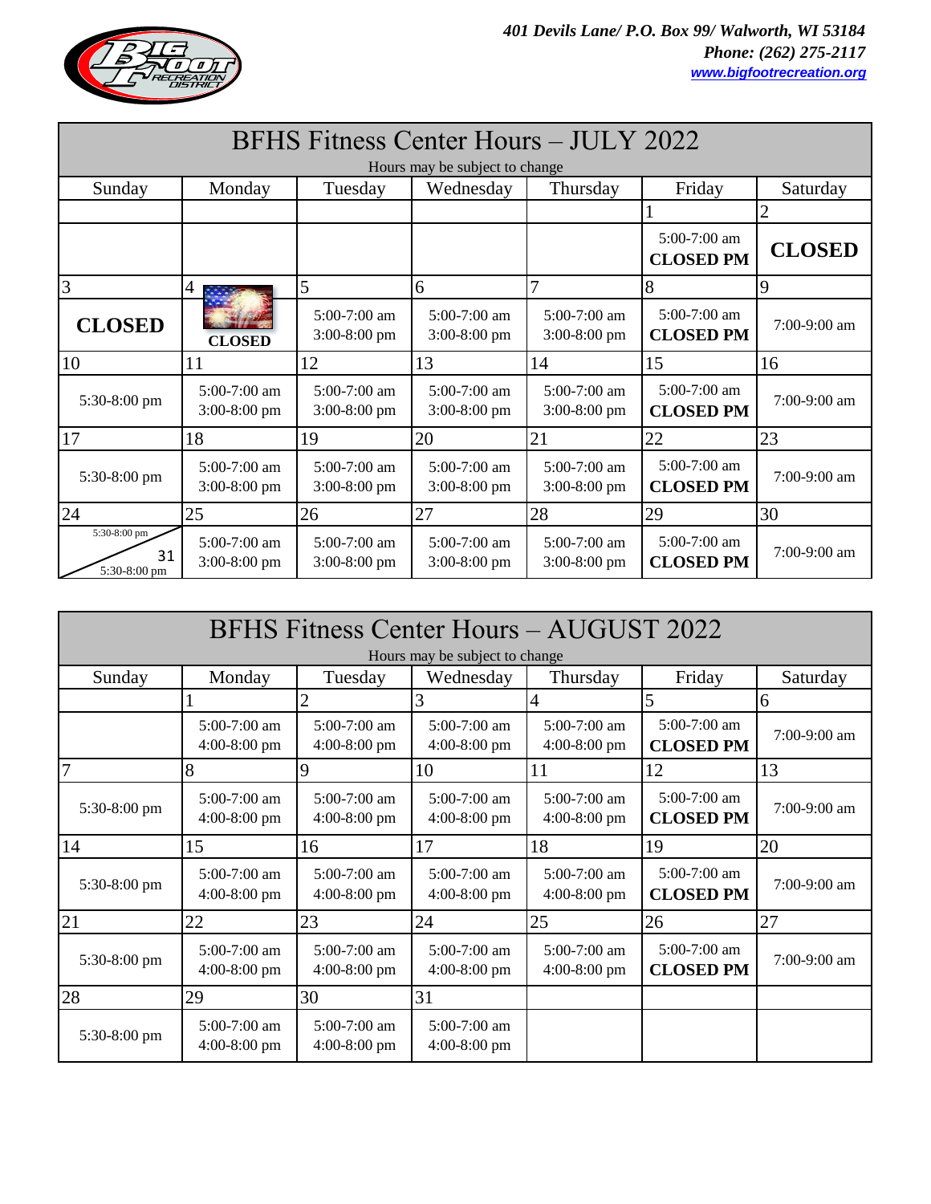*401 Devils Lane/ P.O. Box 99/ Walworth, WI 53184*
***Phone: (262) 275-2117***
***www.bigfootrecreation.org***

# BFHS Fitness Center Hours – JULY 2022

Hours may be subject to change

| Sunday | Monday | Tuesday | Wednesday | Thursday | Friday | Saturday |
|---|---|---|---|---|---|---|
| | | | | | 1 | 2 |
| | | | | | 5:00-7:00 am **CLOSED PM** | **CLOSED** |
| 3 | 4 | 5 | 6 | 7 | 8 | 9 |
| **CLOSED** | **CLOSED** | 5:00-7:00 am 3:00-8:00 pm | 5:00-7:00 am 3:00-8:00 pm | 5:00-7:00 am 3:00-8:00 pm | 5:00-7:00 am **CLOSED PM** | 7:00-9:00 am |
| 10 | 11 | 12 | 13 | 14 | 15 | 16 |
| 5:30-8:00 pm | 5:00-7:00 am 3:00-8:00 pm | 5:00-7:00 am 3:00-8:00 pm | 5:00-7:00 am 3:00-8:00 pm | 5:00-7:00 am 3:00-8:00 pm | 5:00-7:00 am **CLOSED PM** | 7:00-9:00 am |
| 17 | 18 | 19 | 20 | 21 | 22 | 23 |
| 5:30-8:00 pm | 5:00-7:00 am 3:00-8:00 pm | 5:00-7:00 am 3:00-8:00 pm | 5:00-7:00 am 3:00-8:00 pm | 5:00-7:00 am 3:00-8:00 pm | 5:00-7:00 am **CLOSED PM** | 7:00-9:00 am |
| 24 | 25 | 26 | 27 | 28 | 29 | 30 |
| 5:30-8:00 pm / 31 5:30-8:00 pm | 5:00-7:00 am 3:00-8:00 pm | 5:00-7:00 am 3:00-8:00 pm | 5:00-7:00 am 3:00-8:00 pm | 5:00-7:00 am 3:00-8:00 pm | 5:00-7:00 am **CLOSED PM** | 7:00-9:00 am |

# BFHS Fitness Center Hours – AUGUST 2022

Hours may be subject to change

| Sunday | Monday | Tuesday | Wednesday | Thursday | Friday | Saturday |
|---|---|---|---|---|---|---|
| | 1 | 2 | 3 | 4 | 5 | 6 |
| | 5:00-7:00 am 4:00-8:00 pm | 5:00-7:00 am 4:00-8:00 pm | 5:00-7:00 am 4:00-8:00 pm | 5:00-7:00 am 4:00-8:00 pm | 5:00-7:00 am **CLOSED PM** | 7:00-9:00 am |
| 7 | 8 | 9 | 10 | 11 | 12 | 13 |
| 5:30-8:00 pm | 5:00-7:00 am 4:00-8:00 pm | 5:00-7:00 am 4:00-8:00 pm | 5:00-7:00 am 4:00-8:00 pm | 5:00-7:00 am 4:00-8:00 pm | 5:00-7:00 am **CLOSED PM** | 7:00-9:00 am |
| 14 | 15 | 16 | 17 | 18 | 19 | 20 |
| 5:30-8:00 pm | 5:00-7:00 am 4:00-8:00 pm | 5:00-7:00 am 4:00-8:00 pm | 5:00-7:00 am 4:00-8:00 pm | 5:00-7:00 am 4:00-8:00 pm | 5:00-7:00 am **CLOSED PM** | 7:00-9:00 am |
| 21 | 22 | 23 | 24 | 25 | 26 | 27 |
| 5:30-8:00 pm | 5:00-7:00 am 4:00-8:00 pm | 5:00-7:00 am 4:00-8:00 pm | 5:00-7:00 am 4:00-8:00 pm | 5:00-7:00 am 4:00-8:00 pm | 5:00-7:00 am **CLOSED PM** | 7:00-9:00 am |
| 28 | 29 | 30 | 31 | | | |
| 5:30-8:00 pm | 5:00-7:00 am 4:00-8:00 pm | 5:00-7:00 am 4:00-8:00 pm | 5:00-7:00 am 4:00-8:00 pm | | | |